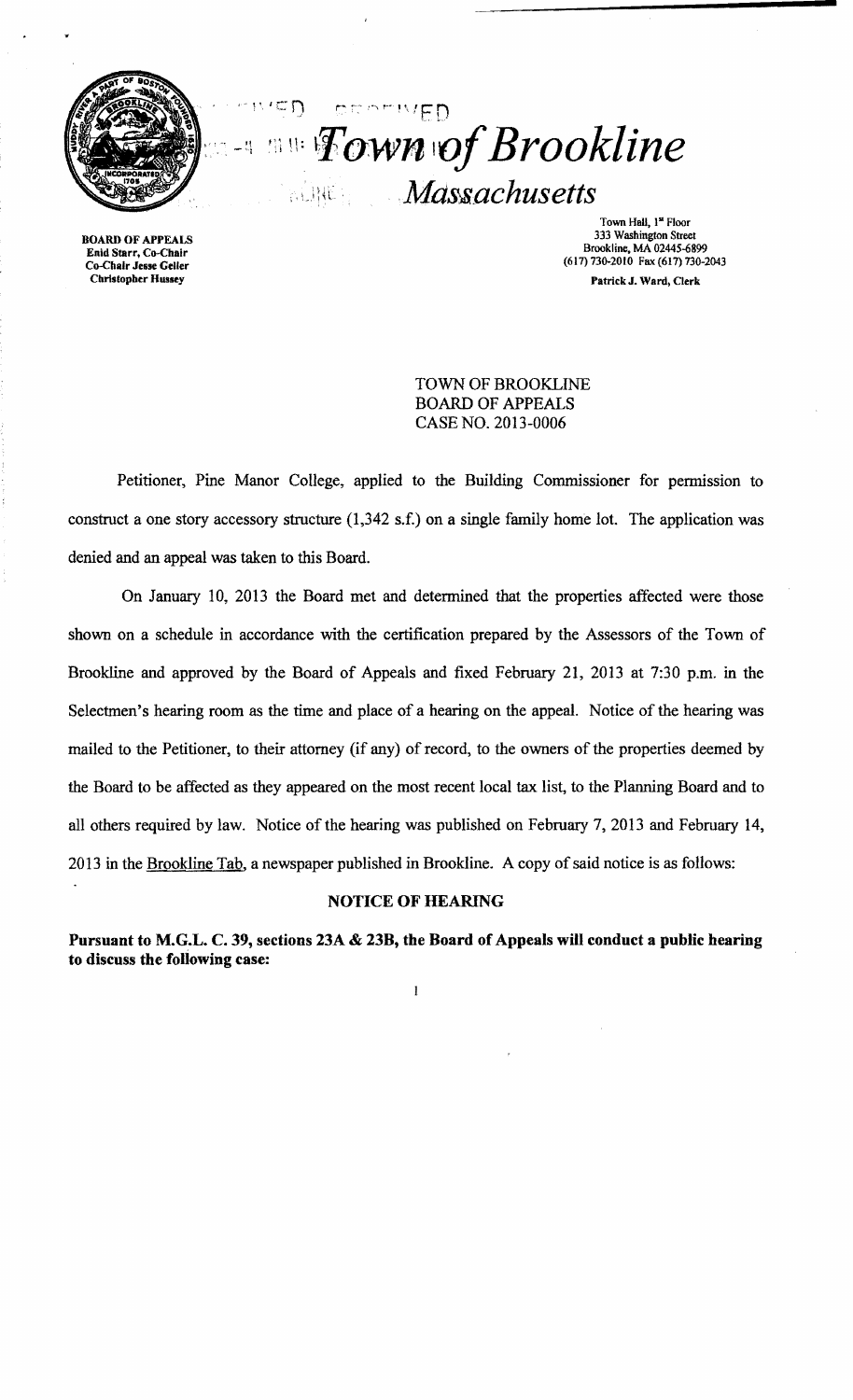# Town of Brookline
## Massachusetts

**BOARD OF APPEALS**
**Enid Starr, Co-Chair**
**Co-Chair Jesse Geller**
**Christopher Hussey**

Town Hall, 1st Floor
333 Washington Street
Brookline, MA 02445-6899
(617) 730-2010 Fax (617) 730-2043
**Patrick J. Ward, Clerk**

TOWN OF BROOKLINE
BOARD OF APPEALS
CASE NO. 2013-0006

Petitioner, Pine Manor College, applied to the Building Commissioner for permission to construct a one story accessory structure (1,342 s.f.) on a single family home lot. The application was denied and an appeal was taken to this Board.

On January 10, 2013 the Board met and determined that the properties affected were those shown on a schedule in accordance with the certification prepared by the Assessors of the Town of Brookline and approved by the Board of Appeals and fixed February 21, 2013 at 7:30 p.m. in the Selectmen's hearing room as the time and place of a hearing on the appeal. Notice of the hearing was mailed to the Petitioner, to their attorney (if any) of record, to the owners of the properties deemed by the Board to be affected as they appeared on the most recent local tax list, to the Planning Board and to all others required by law. Notice of the hearing was published on February 7, 2013 and February 14, 2013 in the Brookline Tab, a newspaper published in Brookline. A copy of said notice is as follows:

**NOTICE OF HEARING**

**Pursuant to M.G.L. C. 39, sections 23A & 23B, the Board of Appeals will conduct a public hearing to discuss the following case:**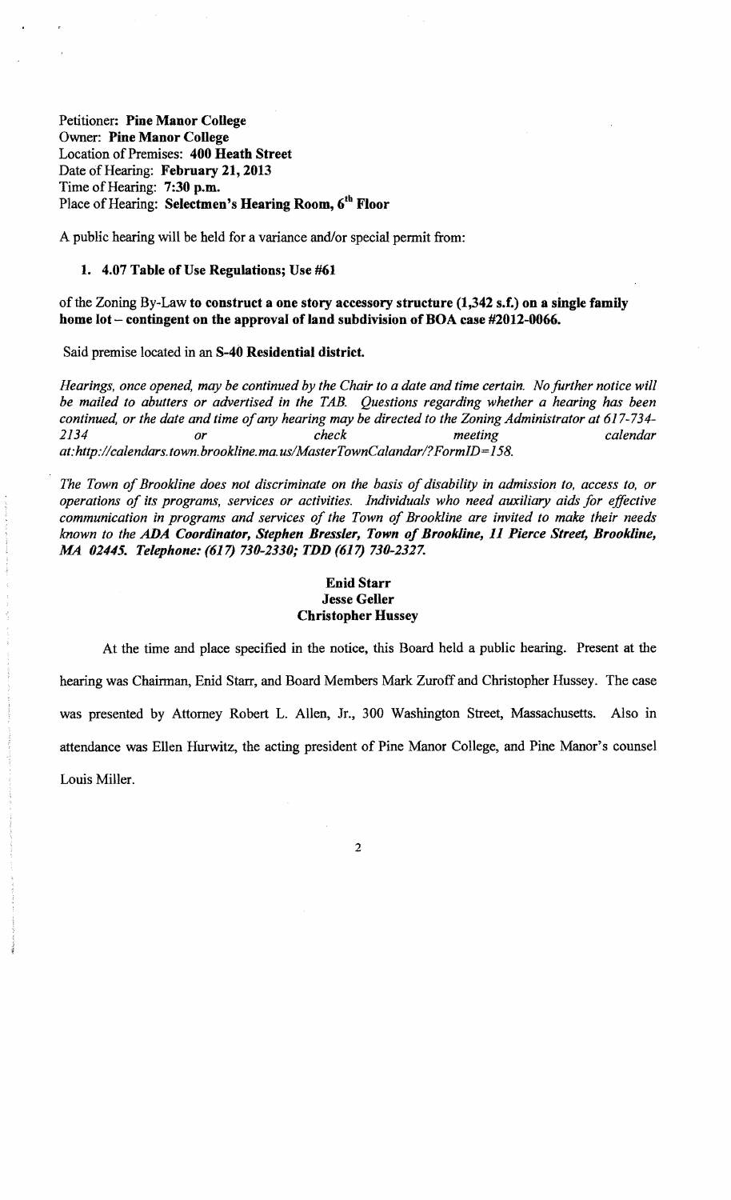Petitioner: **Pine Manor College**
Owner: **Pine Manor College**
Location of Premises: **400 Heath Street**
Date of Hearing: **February 21, 2013**
Time of Hearing: **7:30 p.m.**
Place of Hearing: **Selectmen's Hearing Room, 6th Floor**

A public hearing will be held for a variance and/or special permit from:

**1. 4.07 Table of Use Regulations; Use #61**

of the Zoning By-Law **to construct a one story accessory structure (1,342 s.f.) on a single family home lot – contingent on the approval of land subdivision of BOA case #2012-0066.**

Said premise located in an **S-40 Residential district.**

*Hearings, once opened, may be continued by the Chair to a date and time certain. No further notice will be mailed to abutters or advertised in the TAB. Questions regarding whether a hearing has been continued, or the date and time of any hearing may be directed to the Zoning Administrator at 617-734-2134 or check meeting calendar at:http://calendars.town.brookline.ma.us/MasterTownCalandar/?FormID=158.*

*The Town of Brookline does not discriminate on the basis of disability in admission to, access to, or operations of its programs, services or activities. Individuals who need auxiliary aids for effective communication in programs and services of the Town of Brookline are invited to make their needs known to the* ***ADA Coordinator, Stephen Bressler, Town of Brookline, 11 Pierce Street, Brookline, MA 02445. Telephone: (617) 730-2330; TDD (617) 730-2327.***

**Enid Starr**
**Jesse Geller**
**Christopher Hussey**

At the time and place specified in the notice, this Board held a public hearing. Present at the hearing was Chairman, Enid Starr, and Board Members Mark Zuroff and Christopher Hussey. The case was presented by Attorney Robert L. Allen, Jr., 300 Washington Street, Massachusetts. Also in attendance was Ellen Hurwitz, the acting president of Pine Manor College, and Pine Manor's counsel Louis Miller.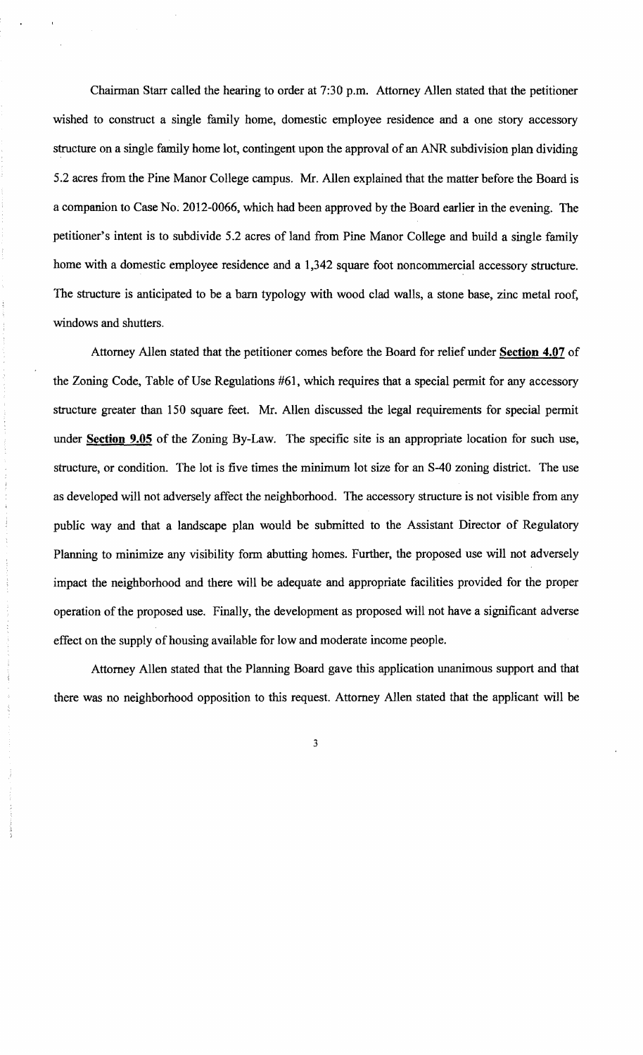Chairman Starr called the hearing to order at 7:30 p.m. Attorney Allen stated that the petitioner wished to construct a single family home, domestic employee residence and a one story accessory structure on a single family home lot, contingent upon the approval of an ANR subdivision plan dividing 5.2 acres from the Pine Manor College campus. Mr. Allen explained that the matter before the Board is a companion to Case No. 2012-0066, which had been approved by the Board earlier in the evening. The petitioner's intent is to subdivide 5.2 acres of land from Pine Manor College and build a single family home with a domestic employee residence and a 1,342 square foot noncommercial accessory structure. The structure is anticipated to be a barn typology with wood clad walls, a stone base, zinc metal roof, windows and shutters.

Attorney Allen stated that the petitioner comes before the Board for relief under **Section 4.07** of the Zoning Code, Table of Use Regulations #61, which requires that a special permit for any accessory structure greater than 150 square feet. Mr. Allen discussed the legal requirements for special permit under **Section 9.05** of the Zoning By-Law. The specific site is an appropriate location for such use, structure, or condition. The lot is five times the minimum lot size for an S-40 zoning district. The use as developed will not adversely affect the neighborhood. The accessory structure is not visible from any public way and that a landscape plan would be submitted to the Assistant Director of Regulatory Planning to minimize any visibility form abutting homes. Further, the proposed use will not adversely impact the neighborhood and there will be adequate and appropriate facilities provided for the proper operation of the proposed use. Finally, the development as proposed will not have a significant adverse effect on the supply of housing available for low and moderate income people.

Attorney Allen stated that the Planning Board gave this application unanimous support and that there was no neighborhood opposition to this request. Attorney Allen stated that the applicant will be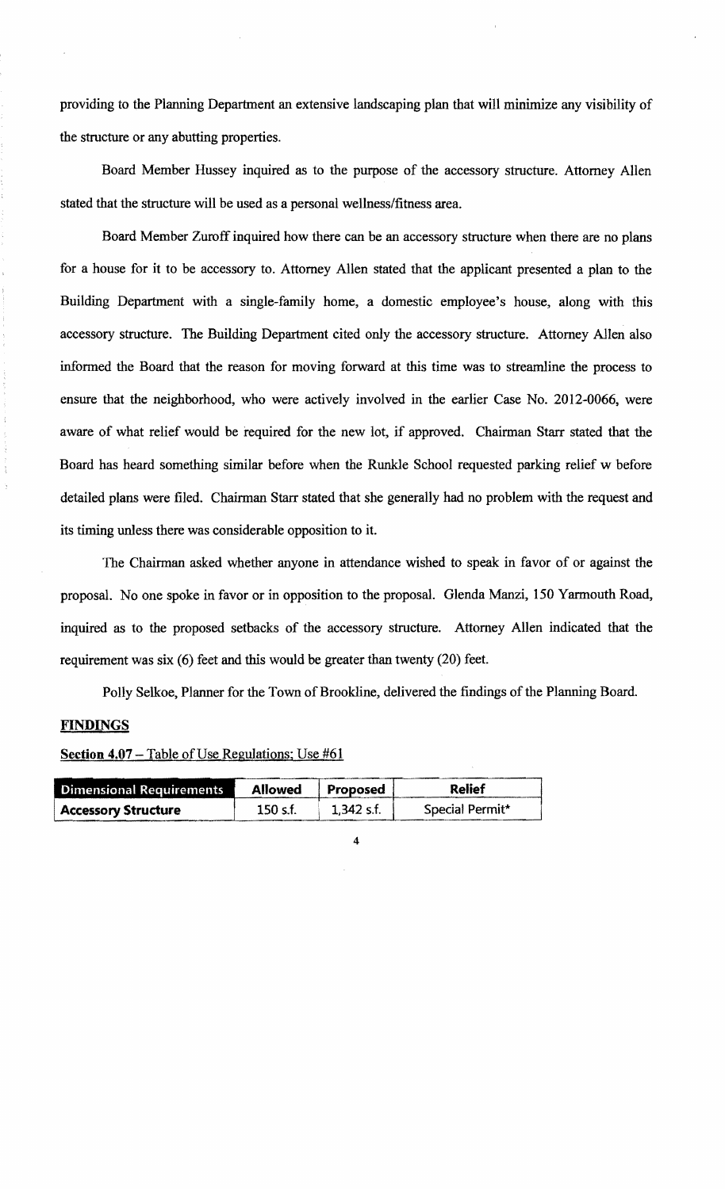providing to the Planning Department an extensive landscaping plan that will minimize any visibility of the structure or any abutting properties.

Board Member Hussey inquired as to the purpose of the accessory structure. Attorney Allen stated that the structure will be used as a personal wellness/fitness area.

Board Member Zuroff inquired how there can be an accessory structure when there are no plans for a house for it to be accessory to. Attorney Allen stated that the applicant presented a plan to the Building Department with a single-family home, a domestic employee's house, along with this accessory structure. The Building Department cited only the accessory structure. Attorney Allen also informed the Board that the reason for moving forward at this time was to streamline the process to ensure that the neighborhood, who were actively involved in the earlier Case No. 2012-0066, were aware of what relief would be required for the new lot, if approved. Chairman Starr stated that the Board has heard something similar before when the Runkle School requested parking relief w before detailed plans were filed. Chairman Starr stated that she generally had no problem with the request and its timing unless there was considerable opposition to it.

The Chairman asked whether anyone in attendance wished to speak in favor of or against the proposal. No one spoke in favor or in opposition to the proposal. Glenda Manzi, 150 Yarmouth Road, inquired as to the proposed setbacks of the accessory structure. Attorney Allen indicated that the requirement was six (6) feet and this would be greater than twenty (20) feet.

Polly Selkoe, Planner for the Town of Brookline, delivered the findings of the Planning Board.

**FINDINGS**

**Section 4.07** – Table of Use Regulations; Use #61

| Dimensional Requirements | Allowed | Proposed | Relief |
|---|---|---|---|
| **Accessory Structure** | 150 s.f. | 1,342 s.f. | Special Permit* |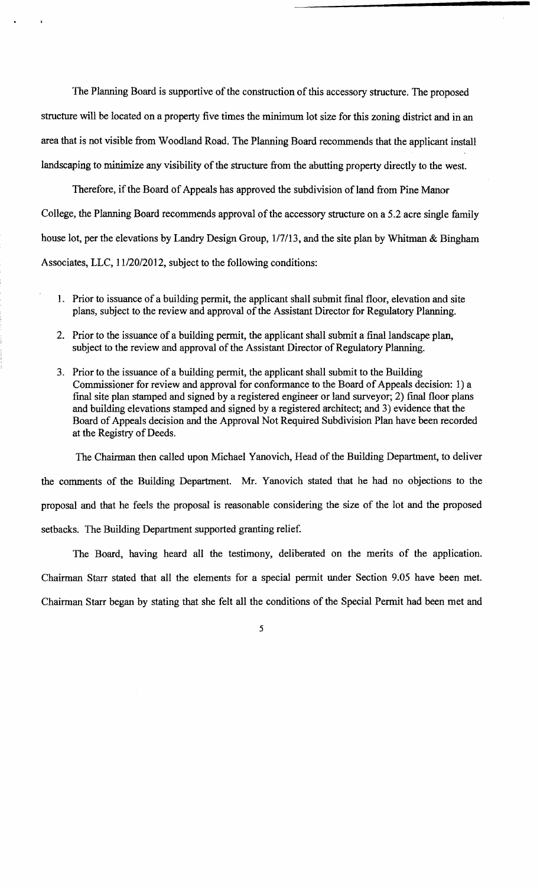The Planning Board is supportive of the construction of this accessory structure. The proposed structure will be located on a property five times the minimum lot size for this zoning district and in an area that is not visible from Woodland Road. The Planning Board recommends that the applicant install landscaping to minimize any visibility of the structure from the abutting property directly to the west.

Therefore, if the Board of Appeals has approved the subdivision of land from Pine Manor College, the Planning Board recommends approval of the accessory structure on a 5.2 acre single family house lot, per the elevations by Landry Design Group, 1/7/13, and the site plan by Whitman & Bingham Associates, LLC, 11/20/2012, subject to the following conditions:

1. Prior to issuance of a building permit, the applicant shall submit final floor, elevation and site plans, subject to the review and approval of the Assistant Director for Regulatory Planning.
2. Prior to the issuance of a building permit, the applicant shall submit a final landscape plan, subject to the review and approval of the Assistant Director of Regulatory Planning.
3. Prior to the issuance of a building permit, the applicant shall submit to the Building Commissioner for review and approval for conformance to the Board of Appeals decision: 1) a final site plan stamped and signed by a registered engineer or land surveyor; 2) final floor plans and building elevations stamped and signed by a registered architect; and 3) evidence that the Board of Appeals decision and the Approval Not Required Subdivision Plan have been recorded at the Registry of Deeds.

The Chairman then called upon Michael Yanovich, Head of the Building Department, to deliver the comments of the Building Department. Mr. Yanovich stated that he had no objections to the proposal and that he feels the proposal is reasonable considering the size of the lot and the proposed setbacks. The Building Department supported granting relief.

The Board, having heard all the testimony, deliberated on the merits of the application. Chairman Starr stated that all the elements for a special permit under Section 9.05 have been met. Chairman Starr began by stating that she felt all the conditions of the Special Permit had been met and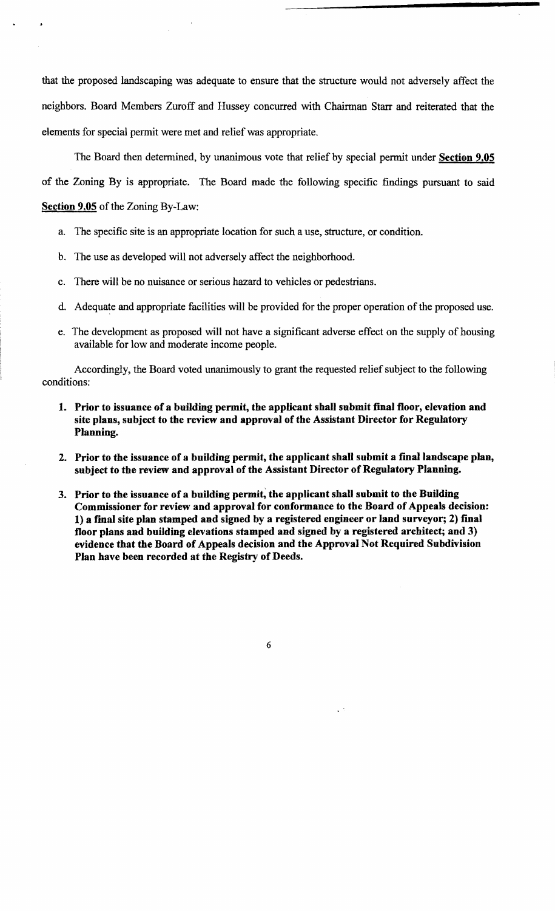that the proposed landscaping was adequate to ensure that the structure would not adversely affect the neighbors. Board Members Zuroff and Hussey concurred with Chairman Starr and reiterated that the elements for special permit were met and relief was appropriate.

The Board then determined, by unanimous vote that relief by special permit under **Section 9.05** of the Zoning By is appropriate. The Board made the following specific findings pursuant to said **Section 9.05** of the Zoning By-Law:

a. The specific site is an appropriate location for such a use, structure, or condition.

b. The use as developed will not adversely affect the neighborhood.

c. There will be no nuisance or serious hazard to vehicles or pedestrians.

d. Adequate and appropriate facilities will be provided for the proper operation of the proposed use.

e. The development as proposed will not have a significant adverse effect on the supply of housing available for low and moderate income people.

Accordingly, the Board voted unanimously to grant the requested relief subject to the following conditions:

1. **Prior to issuance of a building permit, the applicant shall submit final floor, elevation and site plans, subject to the review and approval of the Assistant Director for Regulatory Planning.**

2. **Prior to the issuance of a building permit, the applicant shall submit a final landscape plan, subject to the review and approval of the Assistant Director of Regulatory Planning.**

3. **Prior to the issuance of a building permit, the applicant shall submit to the Building Commissioner for review and approval for conformance to the Board of Appeals decision: 1) a final site plan stamped and signed by a registered engineer or land surveyor; 2) final floor plans and building elevations stamped and signed by a registered architect; and 3) evidence that the Board of Appeals decision and the Approval Not Required Subdivision Plan have been recorded at the Registry of Deeds.**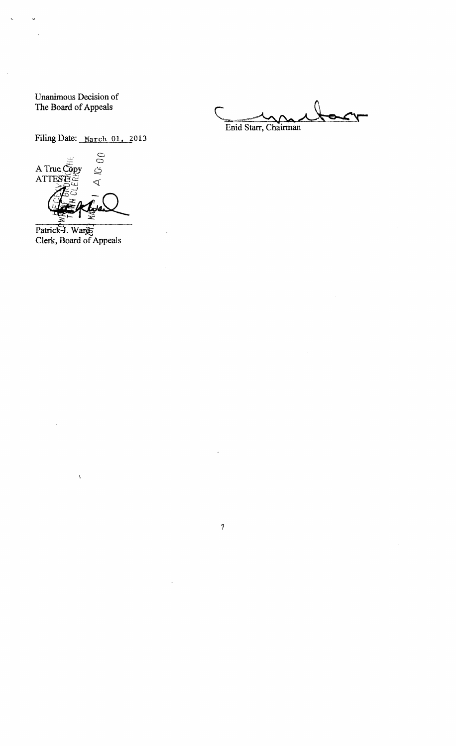Unanimous Decision of
The Board of Appeals

Enid Starr, Chairman

Filing Date: March 01, 2013

A True Copy
ATTEST:

Patrick J. Ward
Clerk, Board of Appeals